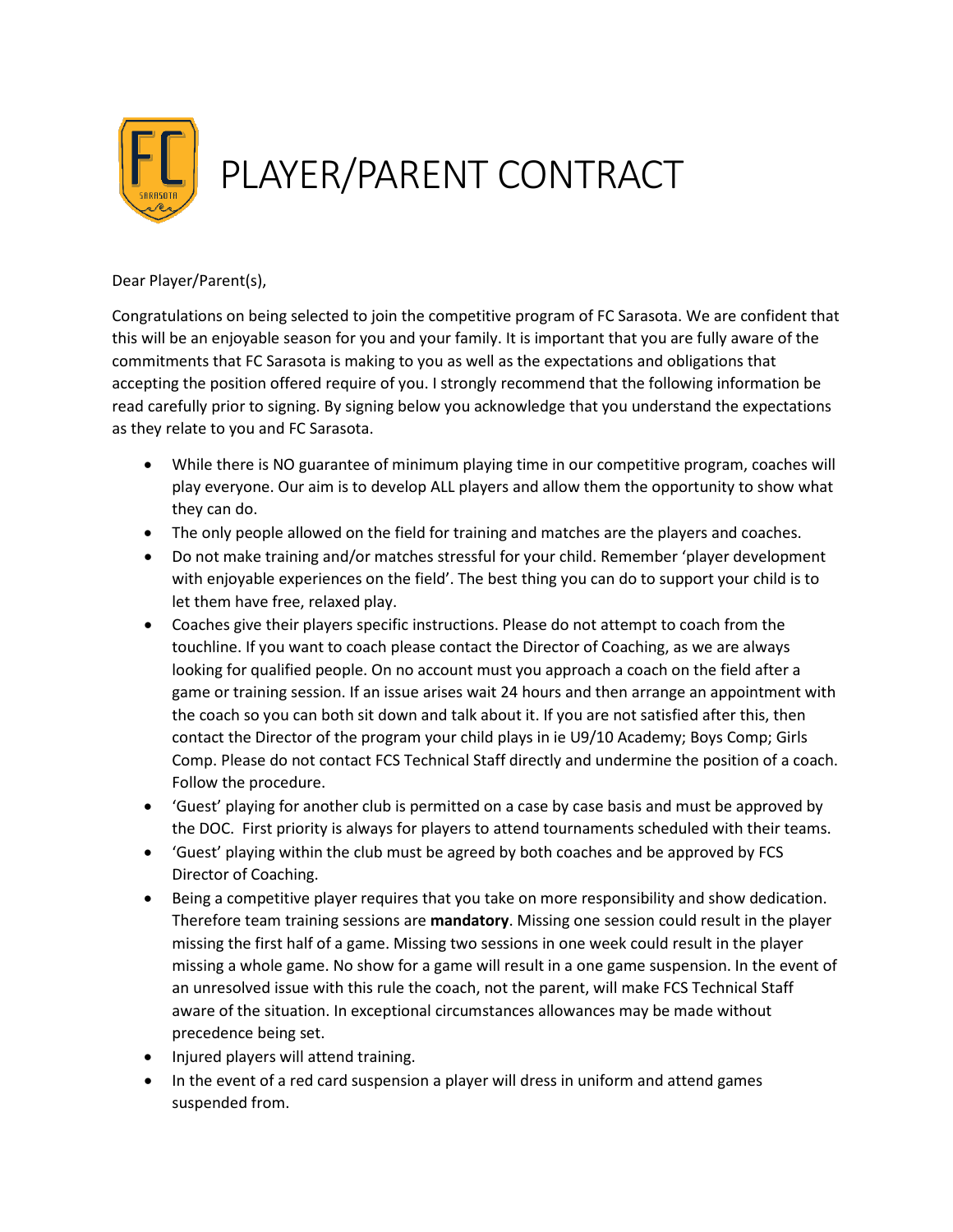# PLAYER/PARENT CONTRACT

Dear Player/Parent(s),

Congratulations on being selected to join the competitive program of FC Sarasota. We are confident that this will be an enjoyable season for you and your family. It is important that you are fully aware of the commitments that FC Sarasota is making to you as well as the expectations and obligations that accepting the position offered require of you. I strongly recommend that the following information be read carefully prior to signing. By signing below you acknowledge that you understand the expectations as they relate to you and FC Sarasota.

- While there is NO guarantee of minimum playing time in our competitive program, coaches will play everyone. Our aim is to develop ALL players and allow them the opportunity to show what they can do.
- The only people allowed on the field for training and matches are the players and coaches.
- Do not make training and/or matches stressful for your child. Remember 'player development with enjoyable experiences on the field'. The best thing you can do to support your child is to let them have free, relaxed play.
- Coaches give their players specific instructions. Please do not attempt to coach from the touchline. If you want to coach please contact the Director of Coaching, as we are always looking for qualified people. On no account must you approach a coach on the field after a game or training session. If an issue arises wait 24 hours and then arrange an appointment with the coach so you can both sit down and talk about it. If you are not satisfied after this, then contact the Director of the program your child plays in ie U9/10 Academy; Boys Comp; Girls Comp. Please do not contact FCS Technical Staff directly and undermine the position of a coach. Follow the procedure.
- 'Guest' playing for another club is permitted on a case by case basis and must be approved by the DOC. First priority is always for players to attend tournaments scheduled with their teams.
- 'Guest' playing within the club must be agreed by both coaches and be approved by FCS Director of Coaching.
- Being a competitive player requires that you take on more responsibility and show dedication. Therefore team training sessions are **mandatory**. Missing one session could result in the player missing the first half of a game. Missing two sessions in one week could result in the player missing a whole game. No show for a game will result in a one game suspension. In the event of an unresolved issue with this rule the coach, not the parent, will make FCS Technical Staff aware of the situation. In exceptional circumstances allowances may be made without precedence being set.
- Injured players will attend training.
- In the event of a red card suspension a player will dress in uniform and attend games suspended from.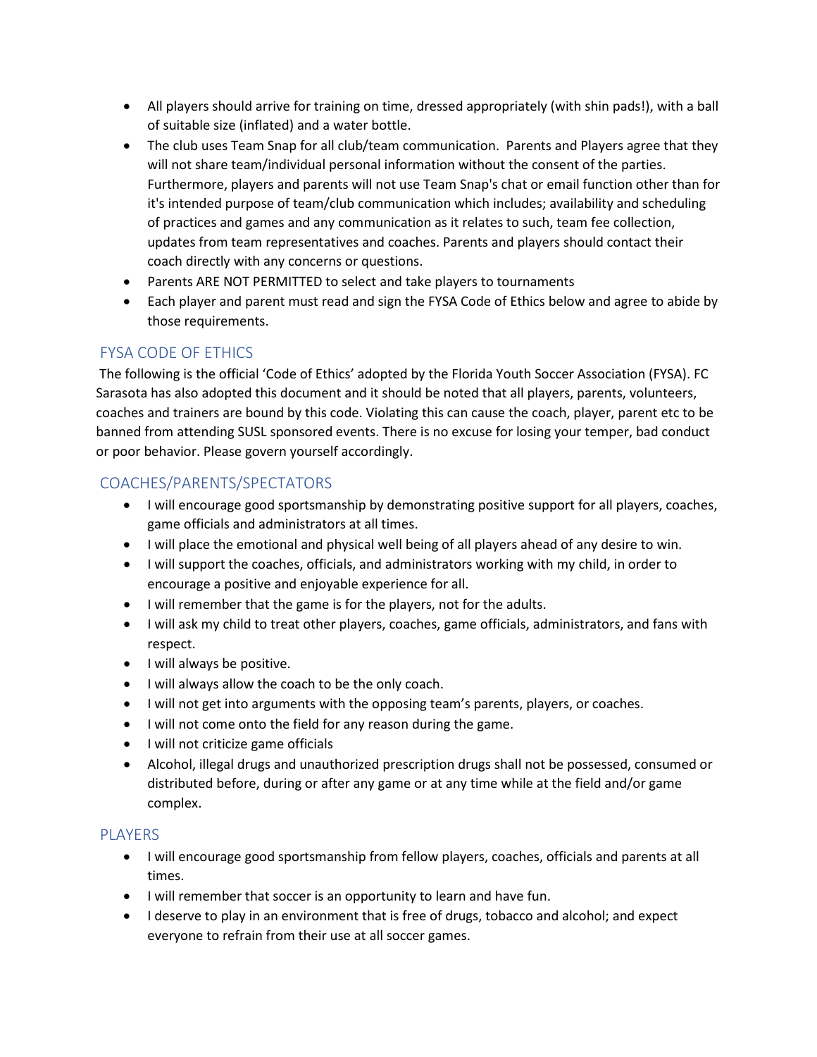- All players should arrive for training on time, dressed appropriately (with shin pads!), with a ball of suitable size (inflated) and a water bottle.
- The club uses Team Snap for all club/team communication. Parents and Players agree that they will not share team/individual personal information without the consent of the parties. Furthermore, players and parents will not use Team Snap's chat or email function other than for it's intended purpose of team/club communication which includes; availability and scheduling of practices and games and any communication as it relates to such, team fee collection, updates from team representatives and coaches. Parents and players should contact their coach directly with any concerns or questions.
- Parents ARE NOT PERMITTED to select and take players to tournaments
- Each player and parent must read and sign the FYSA Code of Ethics below and agree to abide by those requirements.

## FYSA CODE OF ETHICS

The following is the official 'Code of Ethics' adopted by the Florida Youth Soccer Association (FYSA). FC Sarasota has also adopted this document and it should be noted that all players, parents, volunteers, coaches and trainers are bound by this code. Violating this can cause the coach, player, parent etc to be banned from attending SUSL sponsored events. There is no excuse for losing your temper, bad conduct or poor behavior. Please govern yourself accordingly.

## COACHES/PARENTS/SPECTATORS

- I will encourage good sportsmanship by demonstrating positive support for all players, coaches, game officials and administrators at all times.
- I will place the emotional and physical well being of all players ahead of any desire to win.
- I will support the coaches, officials, and administrators working with my child, in order to encourage a positive and enjoyable experience for all.
- I will remember that the game is for the players, not for the adults.
- I will ask my child to treat other players, coaches, game officials, administrators, and fans with respect.
- I will always be positive.
- I will always allow the coach to be the only coach.
- I will not get into arguments with the opposing team's parents, players, or coaches.
- I will not come onto the field for any reason during the game.
- I will not criticize game officials
- Alcohol, illegal drugs and unauthorized prescription drugs shall not be possessed, consumed or distributed before, during or after any game or at any time while at the field and/or game complex.

## PLAYERS

- I will encourage good sportsmanship from fellow players, coaches, officials and parents at all times.
- I will remember that soccer is an opportunity to learn and have fun.
- I deserve to play in an environment that is free of drugs, tobacco and alcohol; and expect everyone to refrain from their use at all soccer games.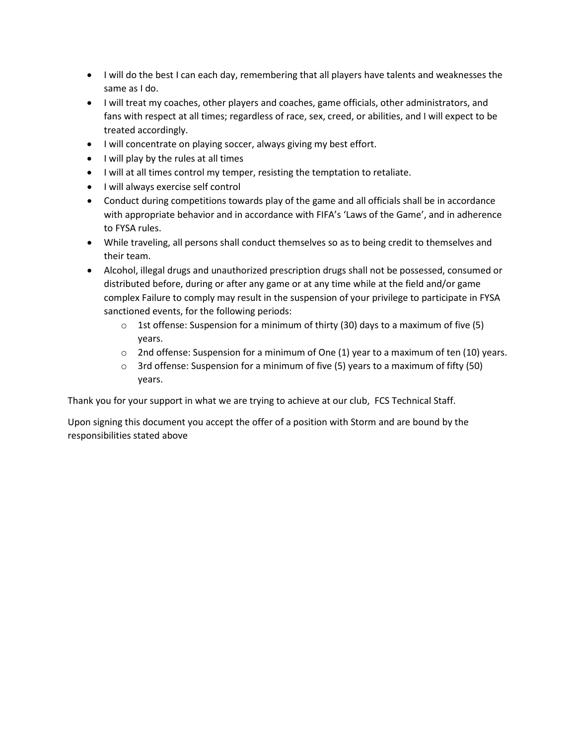- I will do the best I can each day, remembering that all players have talents and weaknesses the same as I do.
- I will treat my coaches, other players and coaches, game officials, other administrators, and fans with respect at all times; regardless of race, sex, creed, or abilities, and I will expect to be treated accordingly.
- I will concentrate on playing soccer, always giving my best effort.
- I will play by the rules at all times
- I will at all times control my temper, resisting the temptation to retaliate.
- I will always exercise self control
- Conduct during competitions towards play of the game and all officials shall be in accordance with appropriate behavior and in accordance with FIFA's 'Laws of the Game', and in adherence to FYSA rules.
- While traveling, all persons shall conduct themselves so as to being credit to themselves and their team.
- Alcohol, illegal drugs and unauthorized prescription drugs shall not be possessed, consumed or distributed before, during or after any game or at any time while at the field and/or game complex Failure to comply may result in the suspension of your privilege to participate in FYSA sanctioned events, for the following periods:
  - 1st offense: Suspension for a minimum of thirty (30) days to a maximum of five (5) years.
  - 2nd offense: Suspension for a minimum of One (1) year to a maximum of ten (10) years.
  - 3rd offense: Suspension for a minimum of five (5) years to a maximum of fifty (50) years.

Thank you for your support in what we are trying to achieve at our club, FCS Technical Staff.

Upon signing this document you accept the offer of a position with Storm and are bound by the responsibilities stated above